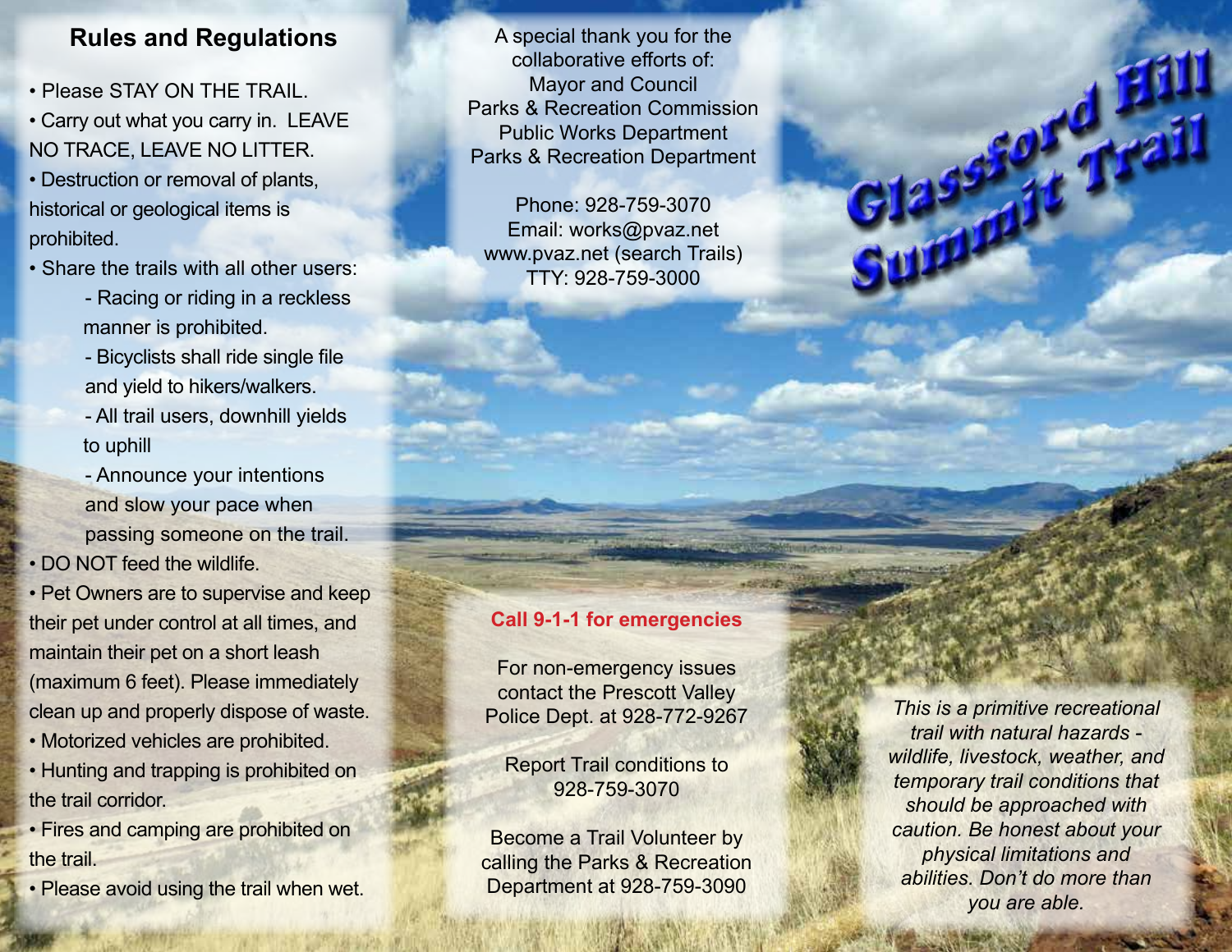## Rules and Regulations

- Please STAY ON THE TRAIL.
- Carry out what you carry in. LEAVE NO TRACE, LEAVE NO LITTER.
- Destruction or removal of plants, historical or geological items is prohibited.
- Share the trails with all other users:
  - Racing or riding in a reckless manner is prohibited.
  - Bicyclists shall ride single file and yield to hikers/walkers.
  - All trail users, downhill yields to uphill
  - Announce your intentions and slow your pace when passing someone on the trail.
- DO NOT feed the wildlife.
- Pet Owners are to supervise and keep their pet under control at all times, and maintain their pet on a short leash (maximum 6 feet). Please immediately clean up and properly dispose of waste.
- Motorized vehicles are prohibited.
- Hunting and trapping is prohibited on the trail corridor.
- Fires and camping are prohibited on the trail.
- Please avoid using the trail when wet.

A special thank you for the collaborative efforts of:
Mayor and Council
Parks & Recreation Commission
Public Works Department
Parks & Recreation Department

Phone: 928-759-3070
Email: works@pvaz.net
www.pvaz.net (search Trails)
TTY: 928-759-3000

**Call 9-1-1 for emergencies**

For non-emergency issues contact the Prescott Valley Police Dept. at 928-772-9267

Report Trail conditions to 928-759-3070

Become a Trail Volunteer by calling the Parks & Recreation Department at 928-759-3090

# Glassford Hill Summit Trail

*This is a primitive recreational trail with natural hazards - wildlife, livestock, weather, and temporary trail conditions that should be approached with caution. Be honest about your physical limitations and abilities. Don't do more than you are able.*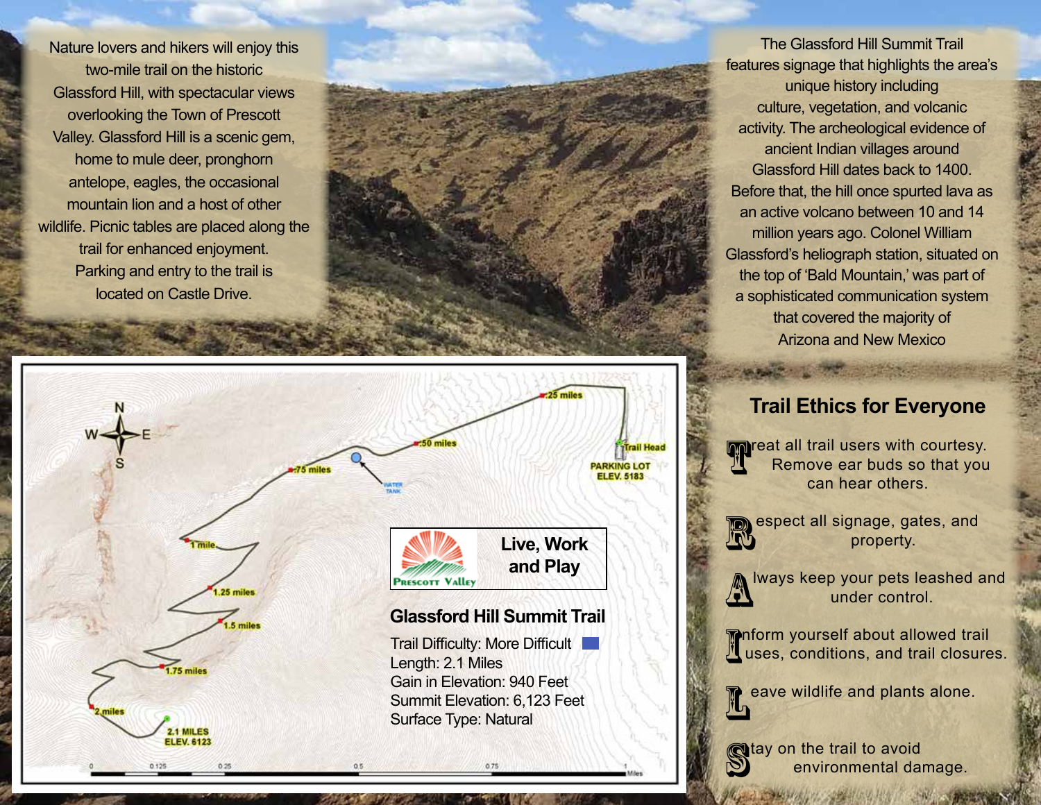Nature lovers and hikers will enjoy this two-mile trail on the historic Glassford Hill, with spectacular views overlooking the Town of Prescott Valley. Glassford Hill is a scenic gem, home to mule deer, pronghorn antelope, eagles, the occasional mountain lion and a host of other wildlife. Picnic tables are placed along the trail for enhanced enjoyment. Parking and entry to the trail is located on Castle Drive.

The Glassford Hill Summit Trail features signage that highlights the area's unique history including culture, vegetation, and volcanic activity. The archeological evidence of ancient Indian villages around Glassford Hill dates back to 1400. Before that, the hill once spurted lava as an active volcano between 10 and 14 million years ago. Colonel William Glassford's heliograph station, situated on the top of 'Bald Mountain,' was part of a sophisticated communication system that covered the majority of Arizona and New Mexico

N
W
E
S

Trail Head
PARKING LOT
ELEV. 5183
.25 miles
.50 miles
WATER TANK
.75 miles
1 mile
1.25 miles
1.5 miles
1.75 miles
2 miles
2.1 MILES
ELEV. 6123

0
0.125
0.25
0.5
0.75
1
Miles

Prescott Valley

Live, Work and Play

## Glassford Hill Summit Trail

Trail Difficulty: More Difficult
Length: 2.1 Miles
Gain in Elevation: 940 Feet
Summit Elevation: 6,123 Feet
Surface Type: Natural

## Trail Ethics for Everyone

**T**reat all trail users with courtesy. Remove ear buds so that you can hear others.

**R**espect all signage, gates, and property.

**A**lways keep your pets leashed and under control.

**I**nform yourself about allowed trail uses, conditions, and trail closures.

**L**eave wildlife and plants alone.

**S**tay on the trail to avoid environmental damage.